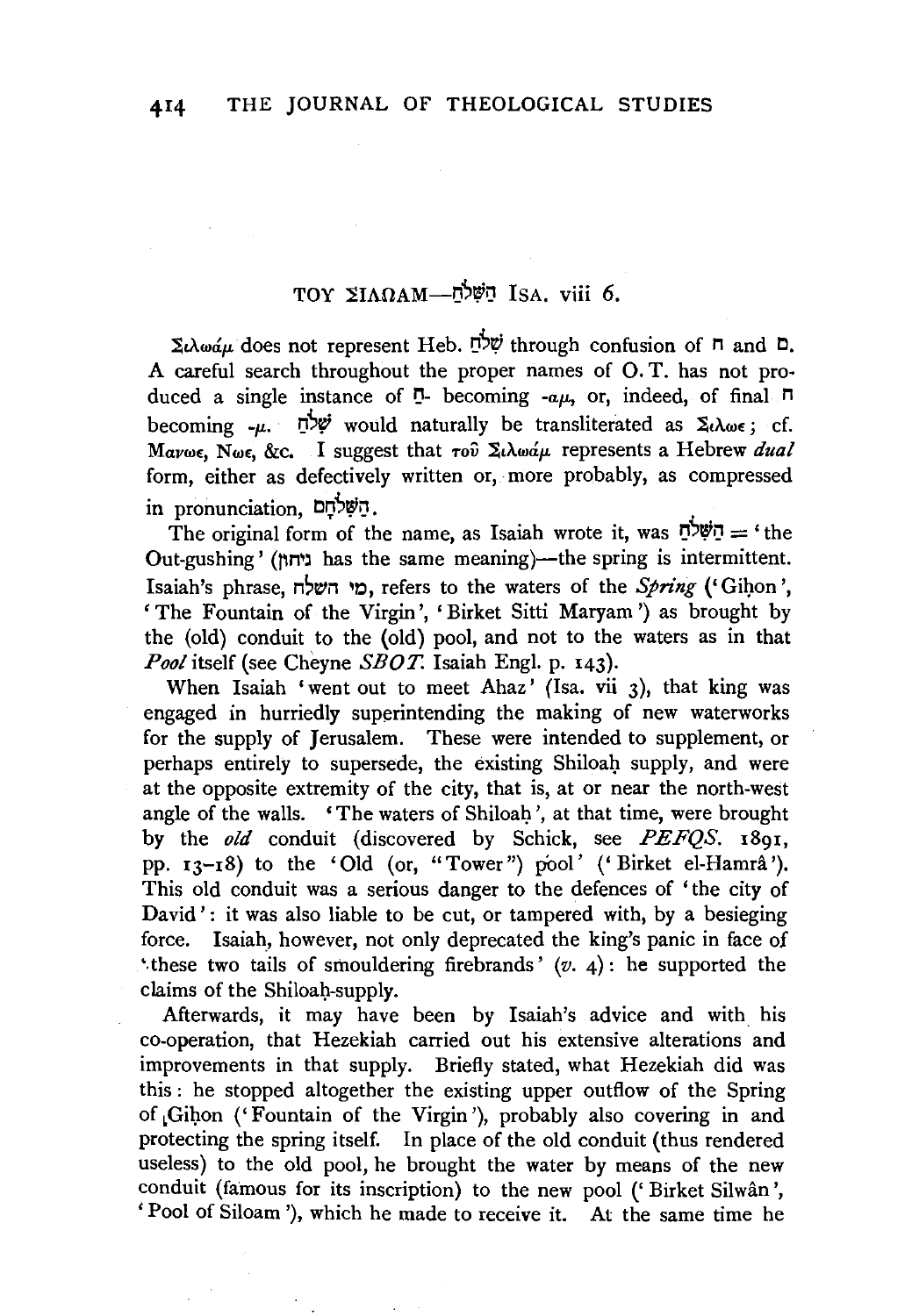# ΤΟΥ ΣΙΛΩΑΜ—הַשִּׁלֹחַ Isa. viii 6.

Σιλωάμ does not represent Heb. שִׁלֹחַ through confusion of ח and ם. A careful search throughout the proper names of O. T. has not produced a single instance of חַ- becoming -αμ, or, indeed, of final ח becoming -μ. שִׁלֹחַ would naturally be transliterated as Σιλωε; cf. Μανωε, Νωε, &c. I suggest that τοῦ Σιλωάμ represents a Hebrew *dual* form, either as defectively written or, more probably, as compressed in pronunciation, הַשִּׁלֹחָם.

The original form of the name, as Isaiah wrote it, was הַשִּׁלֹחַ = 'the Out-gushing' (גיחון has the same meaning)—the spring is intermittent. Isaiah's phrase, מי השלח, refers to the waters of the *Spring* ('Giḥon', 'The Fountain of the Virgin', 'Birket Sitti Maryam') as brought by the (old) conduit to the (old) pool, and not to the waters as in that *Pool* itself (see Cheyne *SBOT.* Isaiah Engl. p. 143).

When Isaiah 'went out to meet Ahaz' (Isa. vii 3), that king was engaged in hurriedly superintending the making of new waterworks for the supply of Jerusalem. These were intended to supplement, or perhaps entirely to supersede, the existing Shiloaḥ supply, and were at the opposite extremity of the city, that is, at or near the north-west angle of the walls. 'The waters of Shiloaḥ', at that time, were brought by the *old* conduit (discovered by Schick, see *PEFQS.* 1891, pp. 13–18) to the 'Old (or, "Tower") pool' ('Birket el-Hamrâ'). This old conduit was a serious danger to the defences of 'the city of David': it was also liable to be cut, or tampered with, by a besieging force. Isaiah, however, not only deprecated the king's panic in face of 'these two tails of smouldering firebrands' (*v.* 4): he supported the claims of the Shiloaḥ-supply.

Afterwards, it may have been by Isaiah's advice and with his co-operation, that Hezekiah carried out his extensive alterations and improvements in that supply. Briefly stated, what Hezekiah did was this: he stopped altogether the existing upper outflow of the Spring of Giḥon ('Fountain of the Virgin'), probably also covering in and protecting the spring itself. In place of the old conduit (thus rendered useless) to the old pool, he brought the water by means of the new conduit (famous for its inscription) to the new pool ('Birket Silwân', 'Pool of Siloam'), which he made to receive it. At the same time he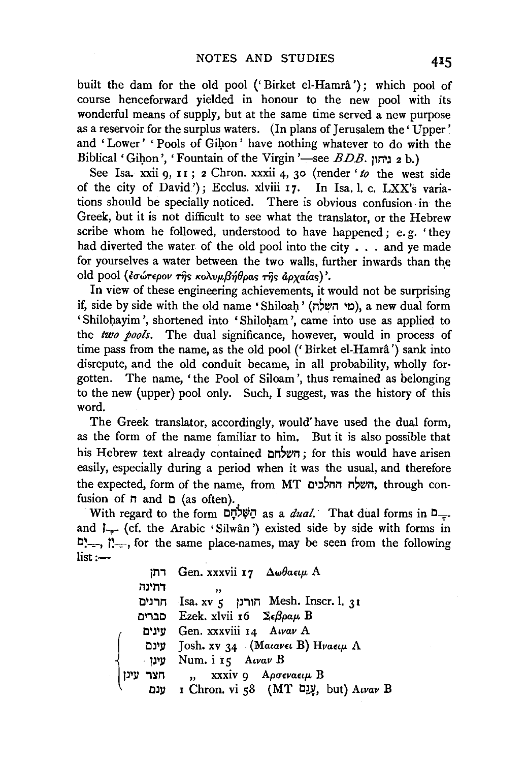built the dam for the old pool ('Birket el-Hamrâ'); which pool of course henceforward yielded in honour to the new pool with its wonderful means of supply, but at the same time served a new purpose as a reservoir for the surplus waters. (In plans of Jerusalem the 'Upper' and 'Lower' 'Pools of Giḥon' have nothing whatever to do with the Biblical 'Giḥon', 'Fountain of the Virgin'—see *BDB*. גיחון 2 b.)

See Isa. xxii 9, 11; 2 Chron. xxxii 4, 30 (render '*to* the west side of the city of David'); Ecclus. xlviii 17. In Isa. l. c. LXX's variations should be specially noticed. There is obvious confusion in the Greek, but it is not difficult to see what the translator, or the Hebrew scribe whom he followed, understood to have happened; e. g. 'they had diverted the water of the old pool into the city . . . and ye made for yourselves a water between the two walls, further inwards than the old pool (ἐσώτερον τῆς κολυμβήθρας τῆς ἀρχαίας)'.

In view of these engineering achievements, it would not be surprising if, side by side with the old name 'Shiloaḥ' (מי השלח), a new dual form 'Shiloḥayim', shortened into 'Shiloḥam', came into use as applied to the *two pools*. The dual significance, however, would in process of time pass from the name, as the old pool ('Birket el-Hamrâ') sank into disrepute, and the old conduit became, in all probability, wholly forgotten. The name, 'the Pool of Siloam', thus remained as belonging to the new (upper) pool only. Such, I suggest, was the history of this word.

The Greek translator, accordingly, would have used the dual form, as the form of the name familiar to him. But it is also possible that his Hebrew text already contained השלחם; for this would have arisen easily, especially during a period when it was the usual, and therefore the expected, form of the name, from MT השלח ההלכים, through confusion of ה and ם (as often).

With regard to the form הַשִּׁלְחָם as a *dual*. That dual forms in ָם and ָן (cf. the Arabic 'Silwân') existed side by side with forms in ַיִם, ַיִן, for the same place-names, may be seen from the following list:—

| | | |
|---|---|---|
| דתן | Gen. xxxvii 17 | Δωθαειμ A |
| דתינה | " | |
| חרנים | Isa. xv 5 חורנן Mesh. Inscr. l. 31 | |
| סברים | Ezek. xlvii 16 | Σεβραμ B |
| עינים | Gen. xxxviii 14 | Αιναν A |
| עינם | Josh. xv 34 | (Μαιανει B) Ηναειμ A |
| עינן | Num. i 15 | Αιναν B |
| חצר עינן | " xxxiv 9 | Αρσεναειμ B |
| ענם | 1 Chron. vi 58 (MT עָנֵם, but) | Αιναν B |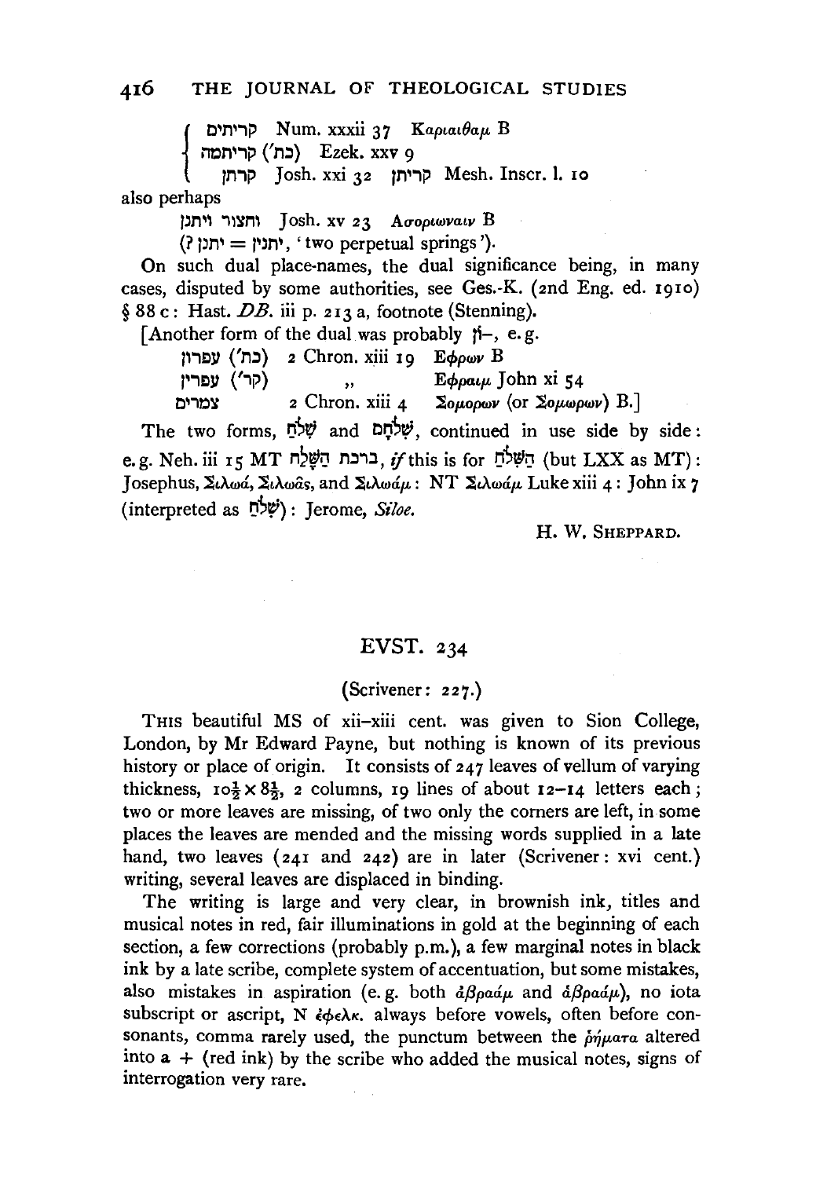קריתים Num. xxxii 37 Καριαιθαμ B
(כת') קריתמה Ezek. xxv 9
קרתן Josh. xxi 32 קריתן Mesh. Inscr. l. 10

also perhaps

וחצור ויתנן Josh. xv 23 Ασοριωναιν B
(? יתנן = יתנין, 'two perpetual springs').

On such dual place-names, the dual significance being, in many cases, disputed by some authorities, see Ges.-K. (2nd Eng. ed. 1910) § 88 c: Hast. *DB.* iii p. 213 a, footnote (Stenning).

[Another form of the dual was probably ◌ִן–, e.g.

(כת') עפרון 2 Chron. xiii 19 Εφρων B
(קר') עפרין ,, Εφραιμ John xi 54
צמרים 2 Chron. xiii 4 Σομορων (or Σομωρων) B.]

The two forms, שִׁלֹחַ and שִׁלְחָם, continued in use side by side: e.g. Neh. iii 15 MT ברכת הַשֶּׁלַח, *if* this is for הַשִּׁלֹחַ (but LXX as MT): Josephus, Σιλωά, Σιλωᾶς, and Σιλωάμ: NT Σιλωάμ Luke xiii 4: John ix 7 (interpreted as שָׁלֻחַ): Jerome, *Siloe.*

H. W. SHEPPARD.

## EVST. 234

### (Scrivener: 227.)

THIS beautiful MS of xii–xiii cent. was given to Sion College, London, by Mr Edward Payne, but nothing is known of its previous history or place of origin. It consists of 247 leaves of vellum of varying thickness, $10\frac{1}{2} \times 8\frac{1}{2}$, 2 columns, 19 lines of about 12–14 letters each; two or more leaves are missing, of two only the corners are left, in some places the leaves are mended and the missing words supplied in a late hand, two leaves (241 and 242) are in later (Scrivener: xvi cent.) writing, several leaves are displaced in binding.

The writing is large and very clear, in brownish ink, titles and musical notes in red, fair illuminations in gold at the beginning of each section, a few corrections (probably p.m.), a few marginal notes in black ink by a late scribe, complete system of accentuation, but some mistakes, also mistakes in aspiration (e.g. both ἀβραάμ and ἁβραάμ), no iota subscript or ascript, N ἐφελκ. always before vowels, often before consonants, comma rarely used, the punctum between the ῥήματα altered into a + (red ink) by the scribe who added the musical notes, signs of interrogation very rare.